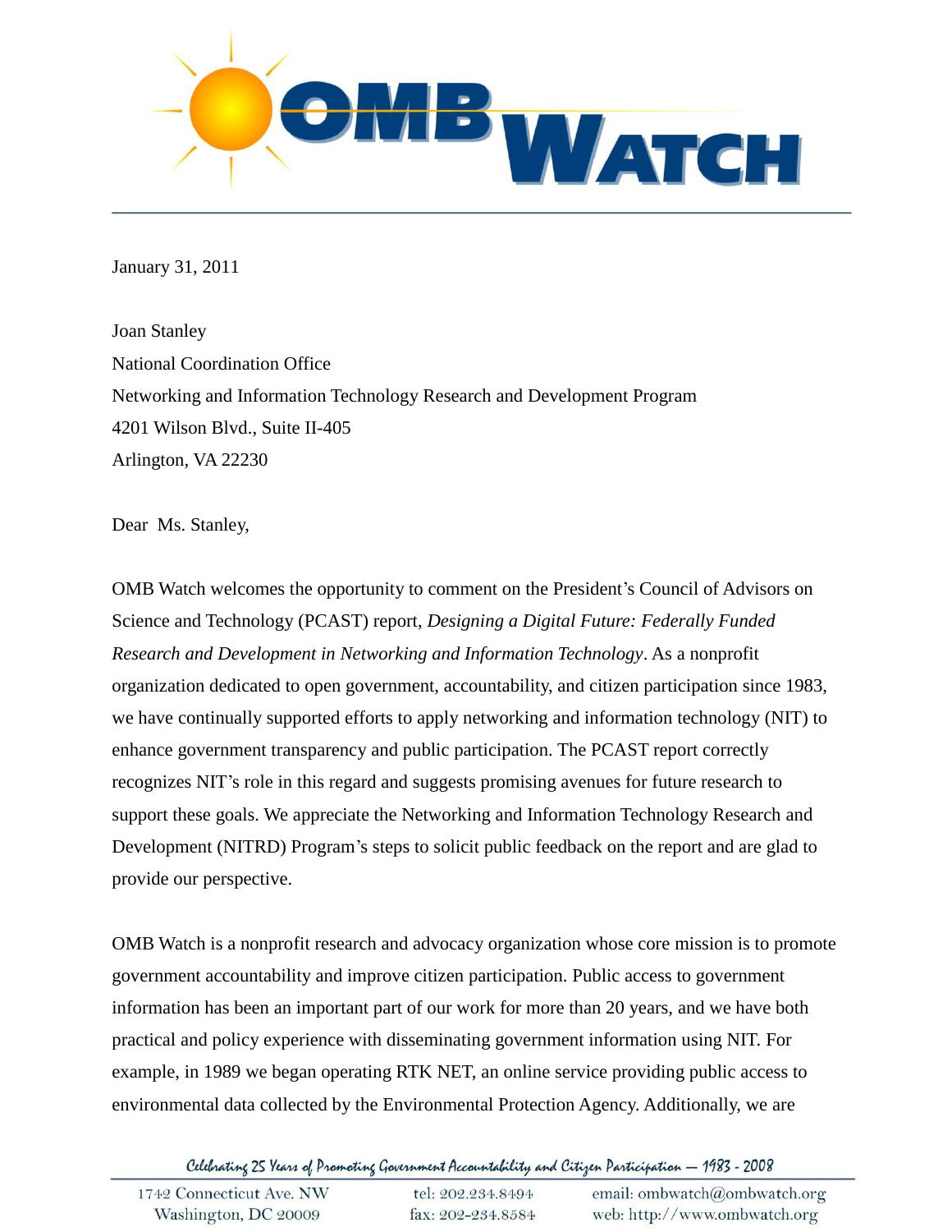January 31, 2011

Joan Stanley
National Coordination Office
Networking and Information Technology Research and Development Program
4201 Wilson Blvd., Suite II-405
Arlington, VA 22230

Dear Ms. Stanley,

OMB Watch welcomes the opportunity to comment on the President's Council of Advisors on Science and Technology (PCAST) report, *Designing a Digital Future: Federally Funded Research and Development in Networking and Information Technology*. As a nonprofit organization dedicated to open government, accountability, and citizen participation since 1983, we have continually supported efforts to apply networking and information technology (NIT) to enhance government transparency and public participation. The PCAST report correctly recognizes NIT's role in this regard and suggests promising avenues for future research to support these goals. We appreciate the Networking and Information Technology Research and Development (NITRD) Program's steps to solicit public feedback on the report and are glad to provide our perspective.

OMB Watch is a nonprofit research and advocacy organization whose core mission is to promote government accountability and improve citizen participation. Public access to government information has been an important part of our work for more than 20 years, and we have both practical and policy experience with disseminating government information using NIT. For example, in 1989 we began operating RTK NET, an online service providing public access to environmental data collected by the Environmental Protection Agency. Additionally, we are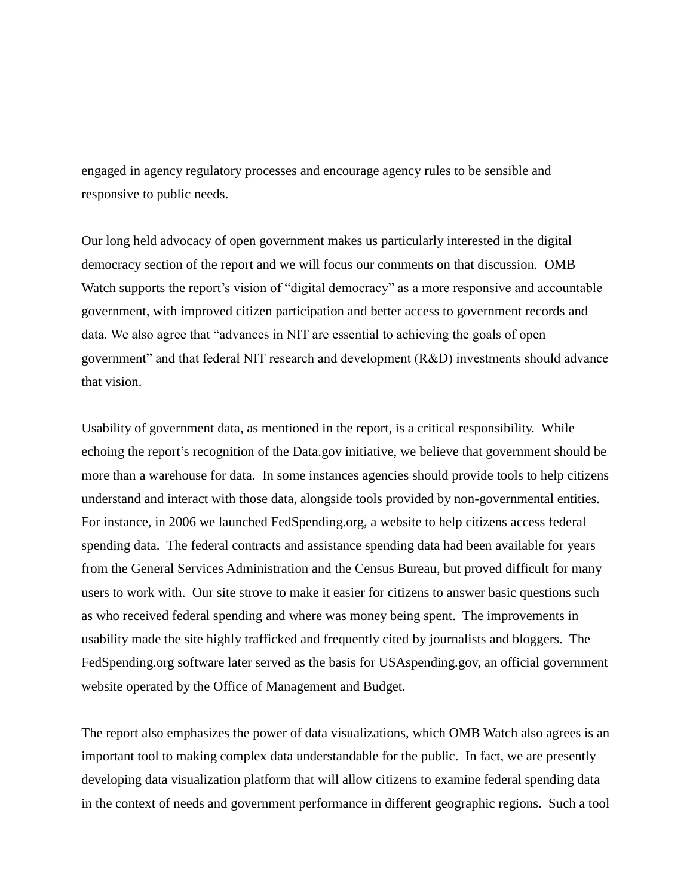engaged in agency regulatory processes and encourage agency rules to be sensible and responsive to public needs.

Our long held advocacy of open government makes us particularly interested in the digital democracy section of the report and we will focus our comments on that discussion. OMB Watch supports the report's vision of "digital democracy" as a more responsive and accountable government, with improved citizen participation and better access to government records and data. We also agree that "advances in NIT are essential to achieving the goals of open government" and that federal NIT research and development (R&D) investments should advance that vision.

Usability of government data, as mentioned in the report, is a critical responsibility. While echoing the report's recognition of the Data.gov initiative, we believe that government should be more than a warehouse for data. In some instances agencies should provide tools to help citizens understand and interact with those data, alongside tools provided by non-governmental entities. For instance, in 2006 we launched FedSpending.org, a website to help citizens access federal spending data. The federal contracts and assistance spending data had been available for years from the General Services Administration and the Census Bureau, but proved difficult for many users to work with. Our site strove to make it easier for citizens to answer basic questions such as who received federal spending and where was money being spent. The improvements in usability made the site highly trafficked and frequently cited by journalists and bloggers. The FedSpending.org software later served as the basis for USAspending.gov, an official government website operated by the Office of Management and Budget.

The report also emphasizes the power of data visualizations, which OMB Watch also agrees is an important tool to making complex data understandable for the public. In fact, we are presently developing data visualization platform that will allow citizens to examine federal spending data in the context of needs and government performance in different geographic regions. Such a tool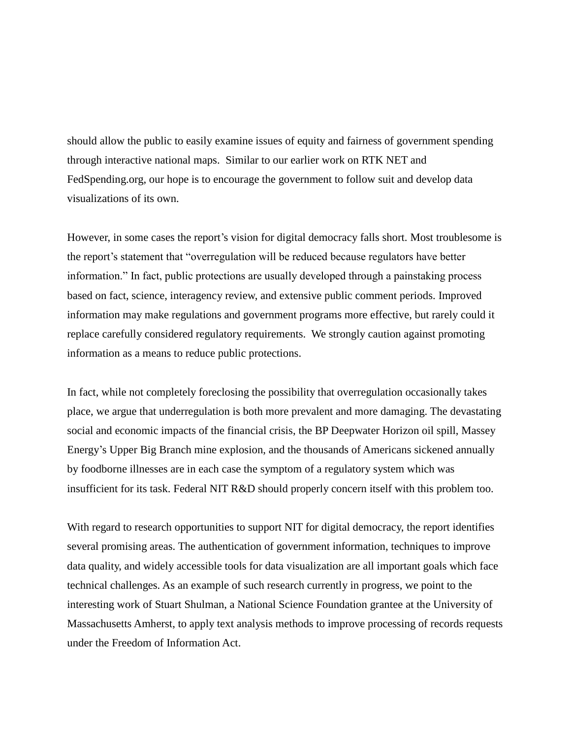should allow the public to easily examine issues of equity and fairness of government spending through interactive national maps. Similar to our earlier work on RTK NET and FedSpending.org, our hope is to encourage the government to follow suit and develop data visualizations of its own.

However, in some cases the report's vision for digital democracy falls short. Most troublesome is the report's statement that "overregulation will be reduced because regulators have better information." In fact, public protections are usually developed through a painstaking process based on fact, science, interagency review, and extensive public comment periods. Improved information may make regulations and government programs more effective, but rarely could it replace carefully considered regulatory requirements. We strongly caution against promoting information as a means to reduce public protections.

In fact, while not completely foreclosing the possibility that overregulation occasionally takes place, we argue that underregulation is both more prevalent and more damaging. The devastating social and economic impacts of the financial crisis, the BP Deepwater Horizon oil spill, Massey Energy's Upper Big Branch mine explosion, and the thousands of Americans sickened annually by foodborne illnesses are in each case the symptom of a regulatory system which was insufficient for its task. Federal NIT R&D should properly concern itself with this problem too.

With regard to research opportunities to support NIT for digital democracy, the report identifies several promising areas. The authentication of government information, techniques to improve data quality, and widely accessible tools for data visualization are all important goals which face technical challenges. As an example of such research currently in progress, we point to the interesting work of Stuart Shulman, a National Science Foundation grantee at the University of Massachusetts Amherst, to apply text analysis methods to improve processing of records requests under the Freedom of Information Act.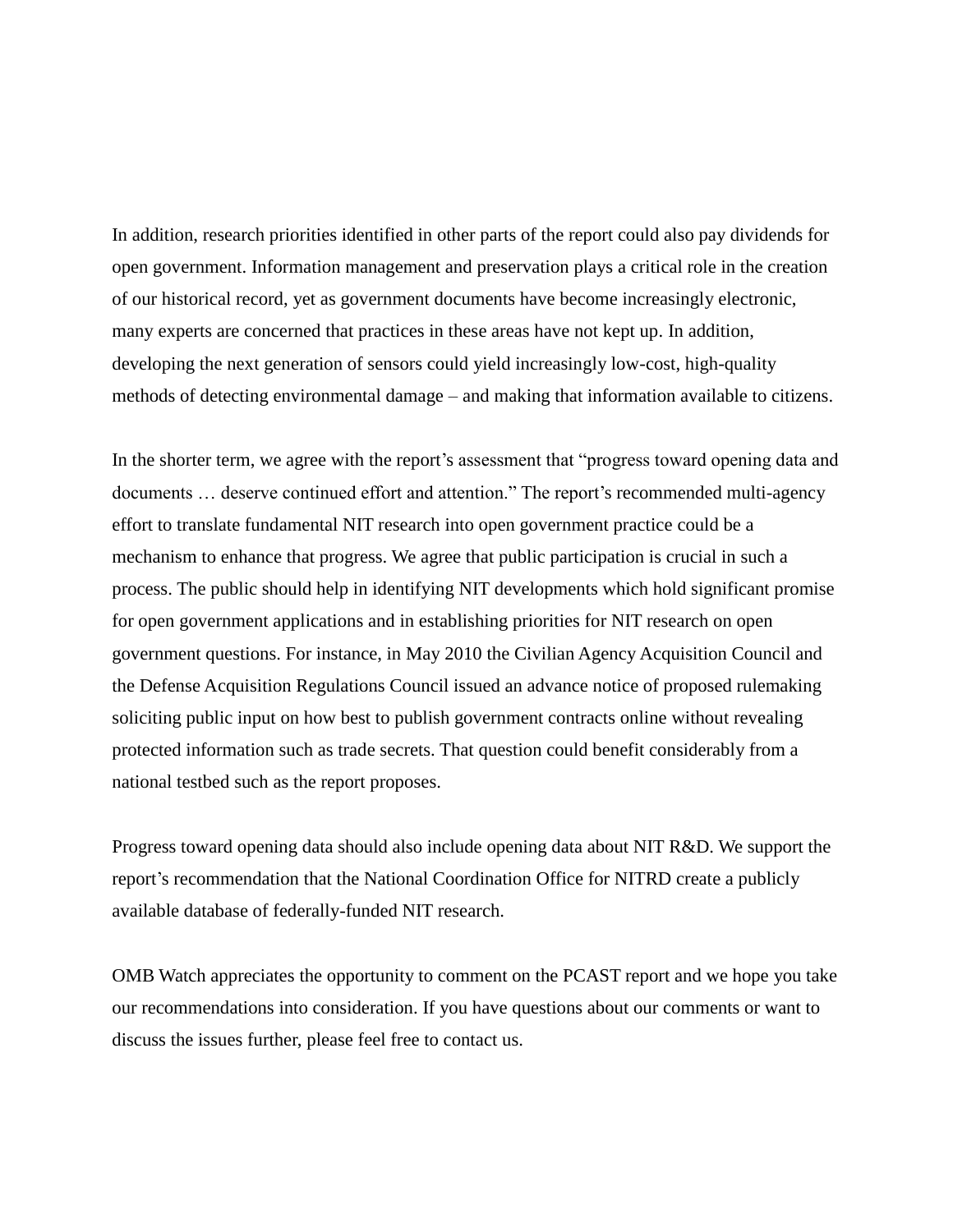In addition, research priorities identified in other parts of the report could also pay dividends for open government. Information management and preservation plays a critical role in the creation of our historical record, yet as government documents have become increasingly electronic, many experts are concerned that practices in these areas have not kept up. In addition, developing the next generation of sensors could yield increasingly low-cost, high-quality methods of detecting environmental damage – and making that information available to citizens.

In the shorter term, we agree with the report's assessment that "progress toward opening data and documents … deserve continued effort and attention." The report's recommended multi-agency effort to translate fundamental NIT research into open government practice could be a mechanism to enhance that progress. We agree that public participation is crucial in such a process. The public should help in identifying NIT developments which hold significant promise for open government applications and in establishing priorities for NIT research on open government questions. For instance, in May 2010 the Civilian Agency Acquisition Council and the Defense Acquisition Regulations Council issued an advance notice of proposed rulemaking soliciting public input on how best to publish government contracts online without revealing protected information such as trade secrets. That question could benefit considerably from a national testbed such as the report proposes.

Progress toward opening data should also include opening data about NIT R&D. We support the report's recommendation that the National Coordination Office for NITRD create a publicly available database of federally-funded NIT research.

OMB Watch appreciates the opportunity to comment on the PCAST report and we hope you take our recommendations into consideration. If you have questions about our comments or want to discuss the issues further, please feel free to contact us.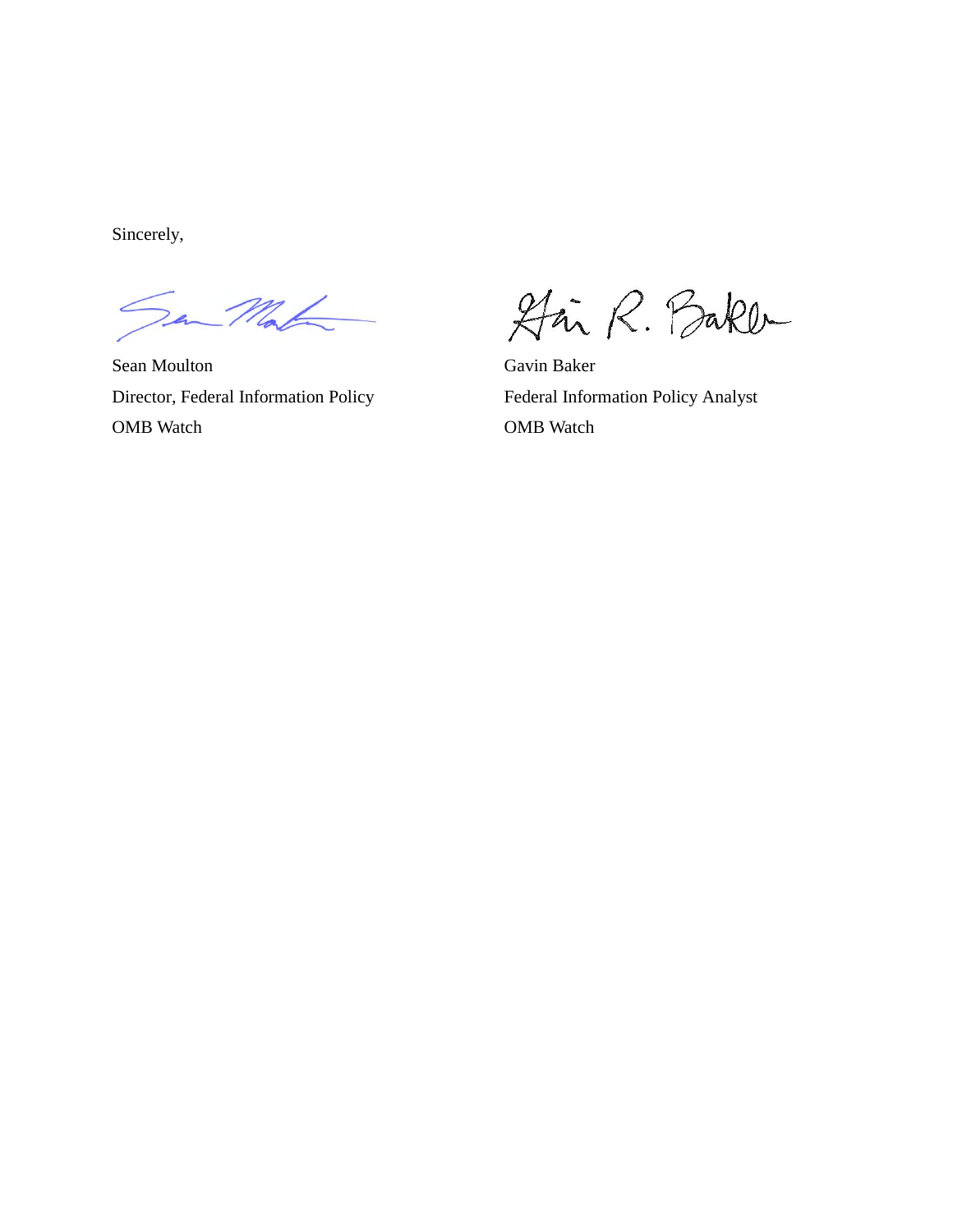Sincerely,

| | |
|---|---|
| Sean Moulton | Gavin Baker |
| Director, Federal Information Policy | Federal Information Policy Analyst |
| OMB Watch | OMB Watch |